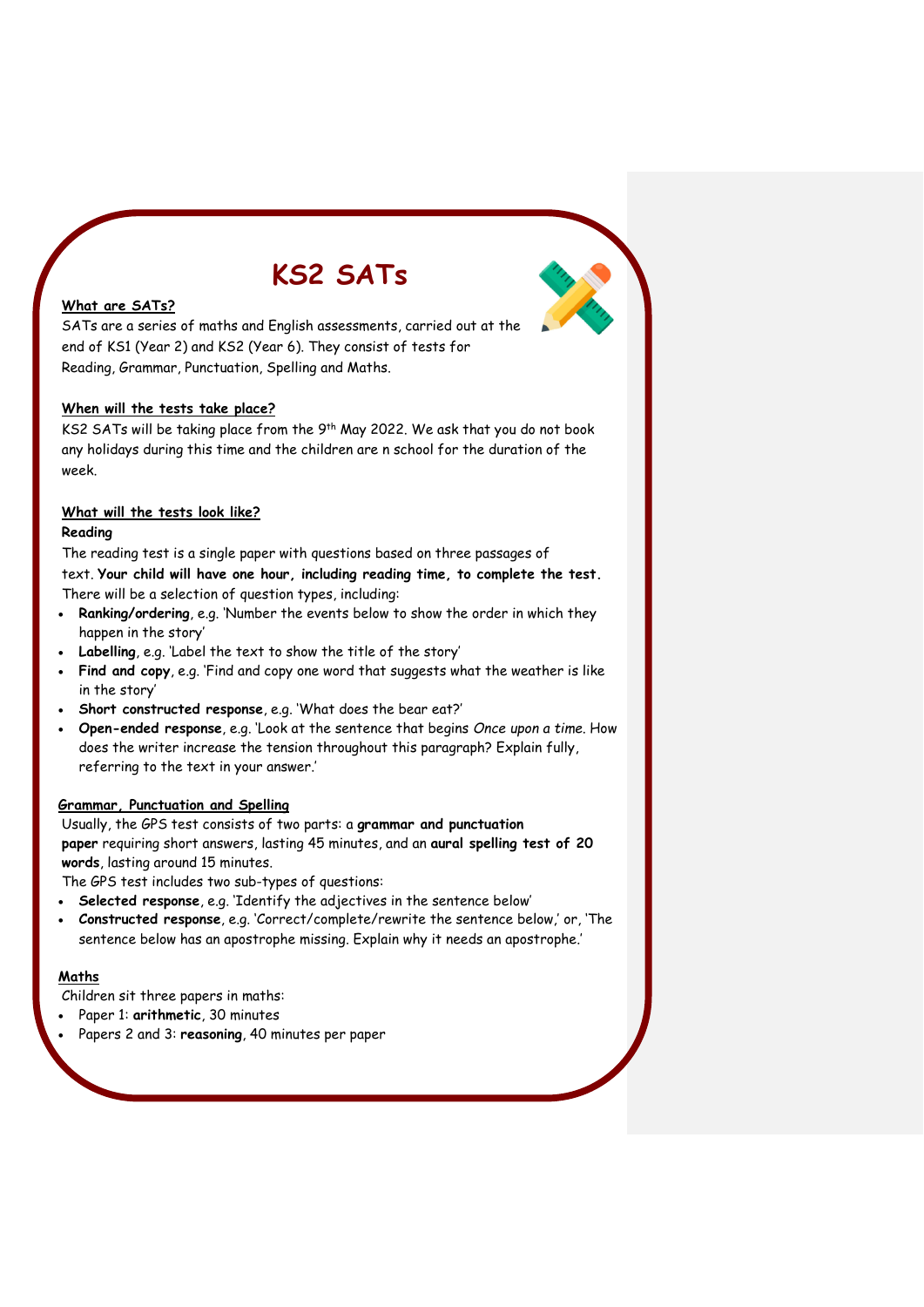# KS2 SATs

**What are SATs?**

SATs are a series of maths and English assessments, carried out at the end of KS1 (Year 2) and KS2 (Year 6). They consist of tests for Reading, Grammar, Punctuation, Spelling and Maths.

**When will the tests take place?**

KS2 SATs will be taking place from the 9th May 2022. We ask that you do not book any holidays during this time and the children are n school for the duration of the week.

**What will the tests look like?**

**Reading**

The reading test is a single paper with questions based on three passages of text. **Your child will have one hour, including reading time, to complete the test.** There will be a selection of question types, including:

- **Ranking/ordering**, e.g. 'Number the events below to show the order in which they happen in the story'
- **Labelling**, e.g. 'Label the text to show the title of the story'
- **Find and copy**, e.g. 'Find and copy one word that suggests what the weather is like in the story'
- **Short constructed response**, e.g. 'What does the bear eat?'
- **Open-ended response**, e.g. 'Look at the sentence that begins *Once upon a time*. How does the writer increase the tension throughout this paragraph? Explain fully, referring to the text in your answer.'

**Grammar, Punctuation and Spelling**

Usually, the GPS test consists of two parts: a **grammar and punctuation paper** requiring short answers, lasting 45 minutes, and an **aural spelling test of 20 words**, lasting around 15 minutes.

The GPS test includes two sub-types of questions:

- **Selected response**, e.g. 'Identify the adjectives in the sentence below'
- **Constructed response**, e.g. 'Correct/complete/rewrite the sentence below,' or, 'The sentence below has an apostrophe missing. Explain why it needs an apostrophe.'

**Maths**

Children sit three papers in maths:

- Paper 1: **arithmetic**, 30 minutes
- Papers 2 and 3: **reasoning**, 40 minutes per paper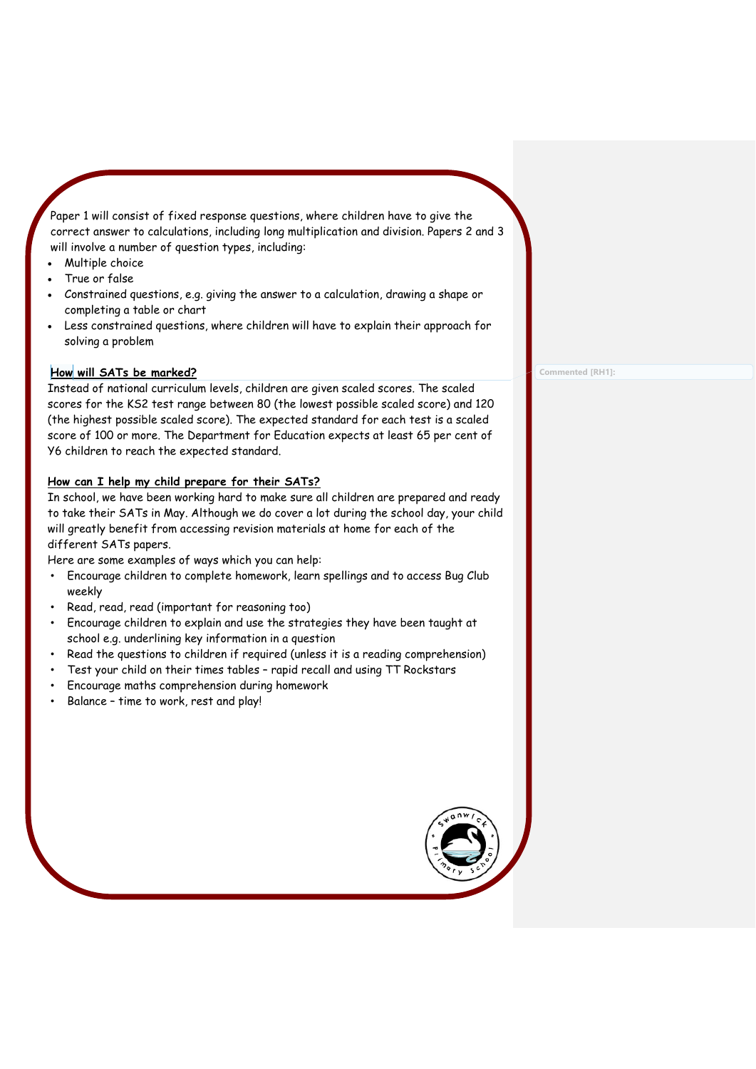Paper 1 will consist of fixed response questions, where children have to give the correct answer to calculations, including long multiplication and division. Papers 2 and 3 will involve a number of question types, including:

- Multiple choice
- True or false
- Constrained questions, e.g. giving the answer to a calculation, drawing a shape or completing a table or chart
- Less constrained questions, where children will have to explain their approach for solving a problem

**How will SATs be marked?**

Instead of national curriculum levels, children are given scaled scores. The scaled scores for the KS2 test range between 80 (the lowest possible scaled score) and 120 (the highest possible scaled score). The expected standard for each test is a scaled score of 100 or more. The Department for Education expects at least 65 per cent of Y6 children to reach the expected standard.

**How can I help my child prepare for their SATs?**

In school, we have been working hard to make sure all children are prepared and ready to take their SATs in May. Although we do cover a lot during the school day, your child will greatly benefit from accessing revision materials at home for each of the different SATs papers.

Here are some examples of ways which you can help:

- Encourage children to complete homework, learn spellings and to access Bug Club weekly
- Read, read, read (important for reasoning too)
- Encourage children to explain and use the strategies they have been taught at school e.g. underlining key information in a question
- Read the questions to children if required (unless it is a reading comprehension)
- Test your child on their times tables – rapid recall and using TT Rockstars
- Encourage maths comprehension during homework
- Balance – time to work, rest and play!